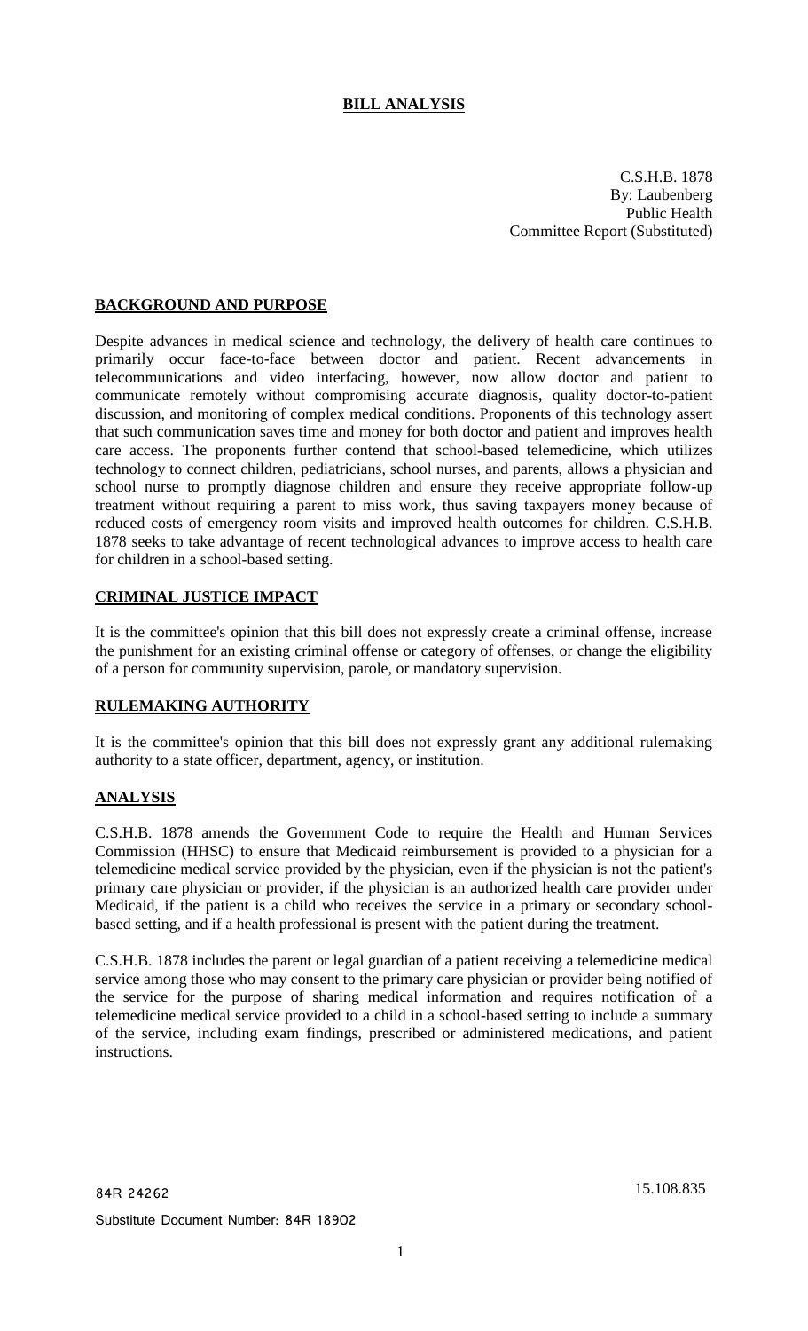# BILL ANALYSIS

C.S.H.B. 1878
By: Laubenberg
Public Health
Committee Report (Substituted)

## BACKGROUND AND PURPOSE

Despite advances in medical science and technology, the delivery of health care continues to primarily occur face-to-face between doctor and patient. Recent advancements in telecommunications and video interfacing, however, now allow doctor and patient to communicate remotely without compromising accurate diagnosis, quality doctor-to-patient discussion, and monitoring of complex medical conditions. Proponents of this technology assert that such communication saves time and money for both doctor and patient and improves health care access. The proponents further contend that school-based telemedicine, which utilizes technology to connect children, pediatricians, school nurses, and parents, allows a physician and school nurse to promptly diagnose children and ensure they receive appropriate follow-up treatment without requiring a parent to miss work, thus saving taxpayers money because of reduced costs of emergency room visits and improved health outcomes for children. C.S.H.B. 1878 seeks to take advantage of recent technological advances to improve access to health care for children in a school-based setting.

## CRIMINAL JUSTICE IMPACT

It is the committee's opinion that this bill does not expressly create a criminal offense, increase the punishment for an existing criminal offense or category of offenses, or change the eligibility of a person for community supervision, parole, or mandatory supervision.

## RULEMAKING AUTHORITY

It is the committee's opinion that this bill does not expressly grant any additional rulemaking authority to a state officer, department, agency, or institution.

## ANALYSIS

C.S.H.B. 1878 amends the Government Code to require the Health and Human Services Commission (HHSC) to ensure that Medicaid reimbursement is provided to a physician for a telemedicine medical service provided by the physician, even if the physician is not the patient's primary care physician or provider, if the physician is an authorized health care provider under Medicaid, if the patient is a child who receives the service in a primary or secondary school-based setting, and if a health professional is present with the patient during the treatment.

C.S.H.B. 1878 includes the parent or legal guardian of a patient receiving a telemedicine medical service among those who may consent to the primary care physician or provider being notified of the service for the purpose of sharing medical information and requires notification of a telemedicine medical service provided to a child in a school-based setting to include a summary of the service, including exam findings, prescribed or administered medications, and patient instructions.

84R 24262

15.108.835

Substitute Document Number: 84R 18902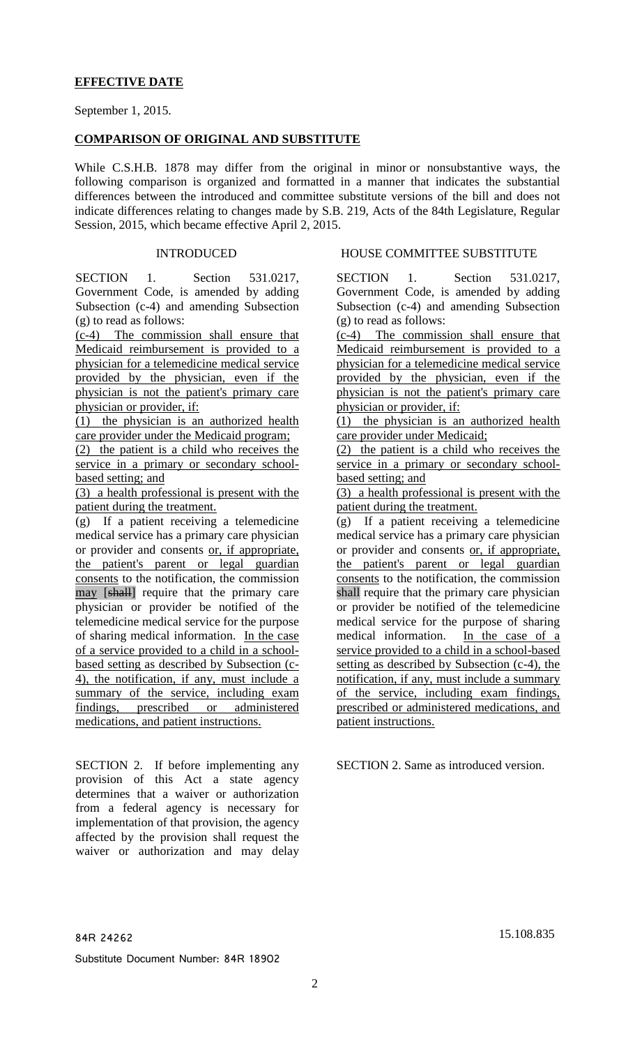**EFFECTIVE DATE**

September 1, 2015.

**COMPARISON OF ORIGINAL AND SUBSTITUTE**

While C.S.H.B. 1878 may differ from the original in minor or nonsubstantive ways, the following comparison is organized and formatted in a manner that indicates the substantial differences between the introduced and committee substitute versions of the bill and does not indicate differences relating to changes made by S.B. 219, Acts of the 84th Legislature, Regular Session, 2015, which became effective April 2, 2015.

| INTRODUCED | HOUSE COMMITTEE SUBSTITUTE |
|---|---|
| SECTION 1. Section 531.0217, Government Code, is amended by adding Subsection (c-4) and amending Subsection (g) to read as follows: | SECTION 1. Section 531.0217, Government Code, is amended by adding Subsection (c-4) and amending Subsection (g) to read as follows: |
| (c-4) The commission shall ensure that Medicaid reimbursement is provided to a physician for a telemedicine medical service provided by the physician, even if the physician is not the patient's primary care physician or provider, if: | (c-4) The commission shall ensure that Medicaid reimbursement is provided to a physician for a telemedicine medical service provided by the physician, even if the physician is not the patient's primary care physician or provider, if: |
| (1) the physician is an authorized health care provider under the Medicaid program; | (1) the physician is an authorized health care provider under Medicaid; |
| (2) the patient is a child who receives the service in a primary or secondary school-based setting; and | (2) the patient is a child who receives the service in a primary or secondary school-based setting; and |
| (3) a health professional is present with the patient during the treatment. | (3) a health professional is present with the patient during the treatment. |
| (g) If a patient receiving a telemedicine medical service has a primary care physician or provider and consents or, if appropriate, the patient's parent or legal guardian consents to the notification, the commission may [~~shall~~] require that the primary care physician or provider be notified of the telemedicine medical service for the purpose of sharing medical information. In the case of a service provided to a child in a school-based setting as described by Subsection (c-4), the notification, if any, must include a summary of the service, including exam findings, prescribed or administered medications, and patient instructions. | (g) If a patient receiving a telemedicine medical service has a primary care physician or provider and consents or, if appropriate, the patient's parent or legal guardian consents to the notification, the commission shall require that the primary care physician or provider be notified of the telemedicine medical service for the purpose of sharing medical information. In the case of a service provided to a child in a school-based setting as described by Subsection (c-4), the notification, if any, must include a summary of the service, including exam findings, prescribed or administered medications, and patient instructions. |
| SECTION 2. If before implementing any provision of this Act a state agency determines that a waiver or authorization from a federal agency is necessary for implementation of that provision, the agency affected by the provision shall request the waiver or authorization and may delay | SECTION 2. Same as introduced version. |

84R 24262

15.108.835

Substitute Document Number: 84R 18902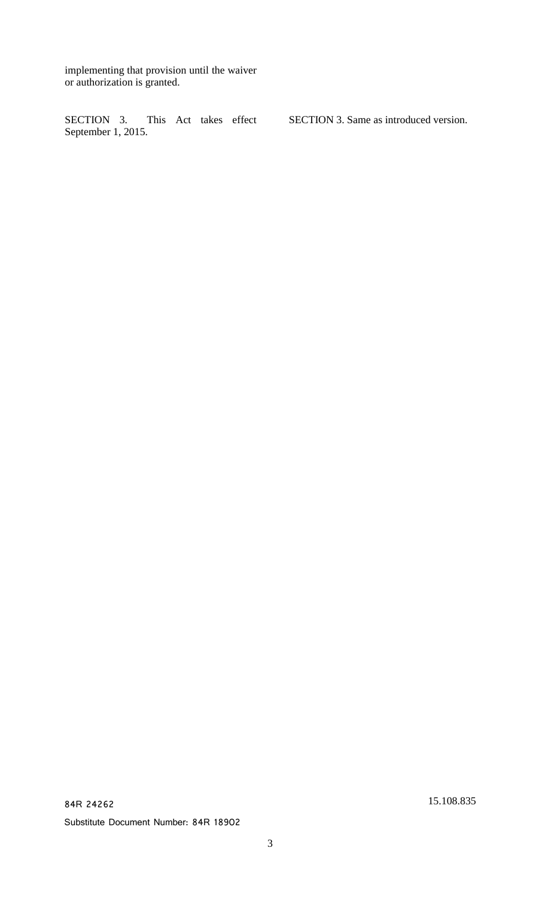| | |
|---|---|
| implementing that provision until the waiver or authorization is granted. | |
| SECTION 3. This Act takes effect September 1, 2015. | SECTION 3. Same as introduced version. |

84R 24262

15.108.835

Substitute Document Number: 84R 18902